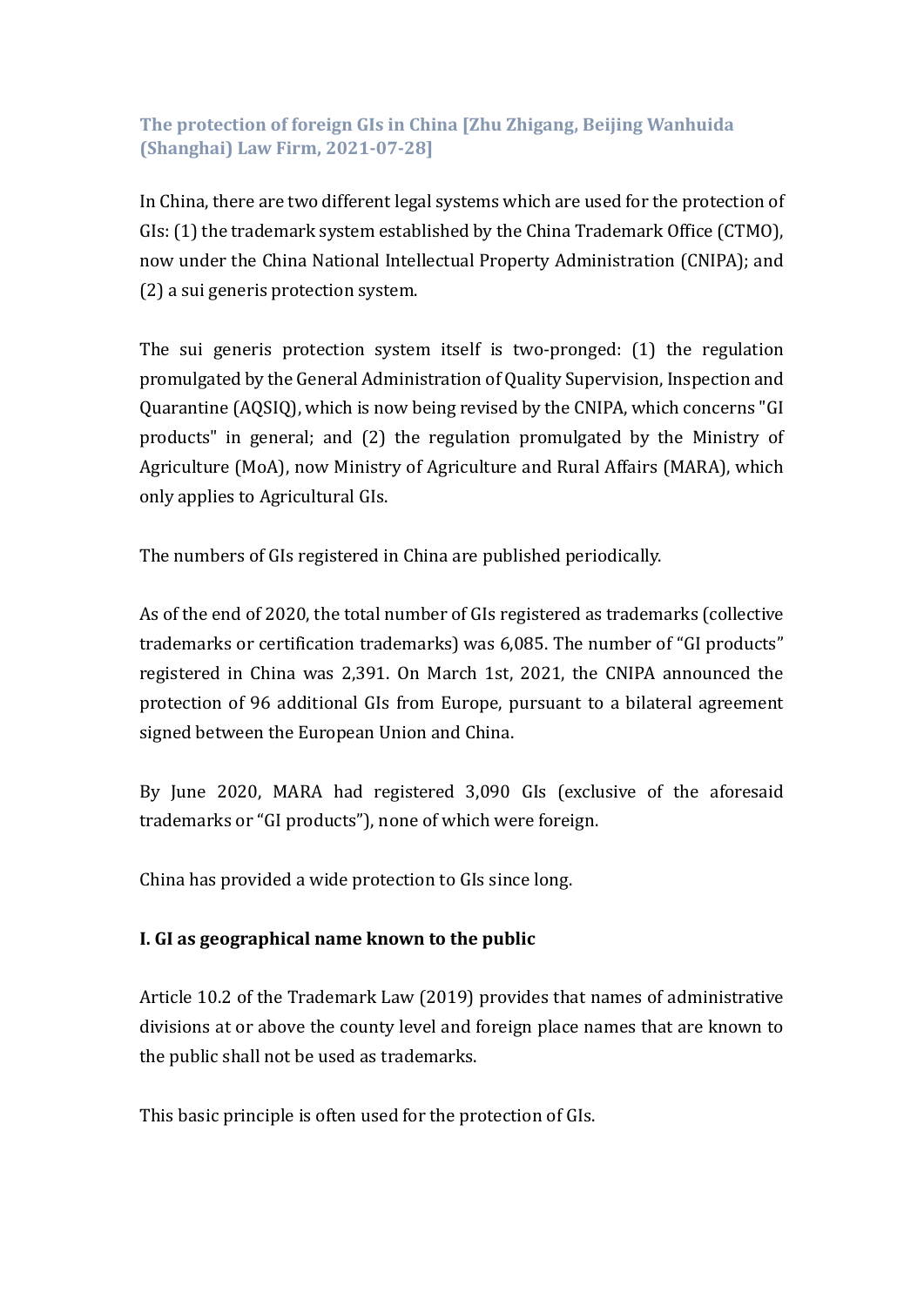## The protection of foreign GIs in China [Zhu Zhigang, Beijing Wanhuida (Shanghai) Law Firm, 2021-07-28]

In China, there are two different legal systems which are used for the protection of GIs: (1) the trademark system established by the China Trademark Office (CTMO), now under the China National Intellectual Property Administration (CNIPA); and (2) a sui generis protection system.

The sui generis protection system itself is two-pronged: (1) the regulation promulgated by the General Administration of Quality Supervision, Inspection and Quarantine (AQSIQ), which is now being revised by the CNIPA, which concerns "GI products" in general; and (2) the regulation promulgated by the Ministry of Agriculture (MoA), now Ministry of Agriculture and Rural Affairs (MARA), which only applies to Agricultural GIs.

The numbers of GIs registered in China are published periodically.

As of the end of 2020, the total number of GIs registered as trademarks (collective trademarks or certification trademarks) was 6,085. The number of "GI products" registered in China was 2,391. On March 1st, 2021, the CNIPA announced the protection of 96 additional GIs from Europe, pursuant to a bilateral agreement signed between the European Union and China.

By June 2020, MARA had registered 3,090 GIs (exclusive of the aforesaid trademarks or "GI products"), none of which were foreign.

China has provided a wide protection to GIs since long.

### I. GI as geographical name known to the public

Article 10.2 of the Trademark Law (2019) provides that names of administrative divisions at or above the county level and foreign place names that are known to the public shall not be used as trademarks.

This basic principle is often used for the protection of GIs.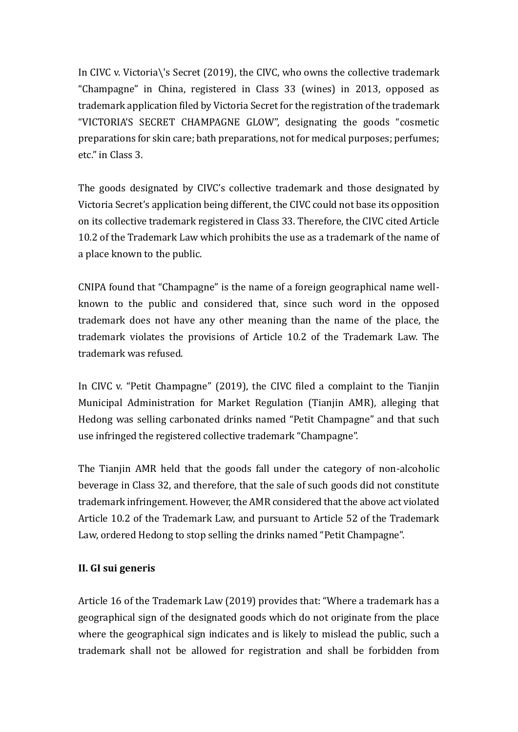In CIVC v. Victoria\'s Secret (2019), the CIVC, who owns the collective trademark “Champagne” in China, registered in Class 33 (wines) in 2013, opposed as trademark application filed by Victoria Secret for the registration of the trademark “VICTORIA’S SECRET CHAMPAGNE GLOW”, designating the goods “cosmetic preparations for skin care; bath preparations, not for medical purposes; perfumes; etc.” in Class 3.

The goods designated by CIVC’s collective trademark and those designated by Victoria Secret’s application being different, the CIVC could not base its opposition on its collective trademark registered in Class 33. Therefore, the CIVC cited Article 10.2 of the Trademark Law which prohibits the use as a trademark of the name of a place known to the public.

CNIPA found that “Champagne” is the name of a foreign geographical name well-known to the public and considered that, since such word in the opposed trademark does not have any other meaning than the name of the place, the trademark violates the provisions of Article 10.2 of the Trademark Law. The trademark was refused.

In CIVC v. “Petit Champagne” (2019), the CIVC filed a complaint to the Tianjin Municipal Administration for Market Regulation (Tianjin AMR), alleging that Hedong was selling carbonated drinks named “Petit Champagne” and that such use infringed the registered collective trademark “Champagne”.

The Tianjin AMR held that the goods fall under the category of non-alcoholic beverage in Class 32, and therefore, that the sale of such goods did not constitute trademark infringement. However, the AMR considered that the above act violated Article 10.2 of the Trademark Law, and pursuant to Article 52 of the Trademark Law, ordered Hedong to stop selling the drinks named “Petit Champagne”.

## II. GI sui generis

Article 16 of the Trademark Law (2019) provides that: “Where a trademark has a geographical sign of the designated goods which do not originate from the place where the geographical sign indicates and is likely to mislead the public, such a trademark shall not be allowed for registration and shall be forbidden from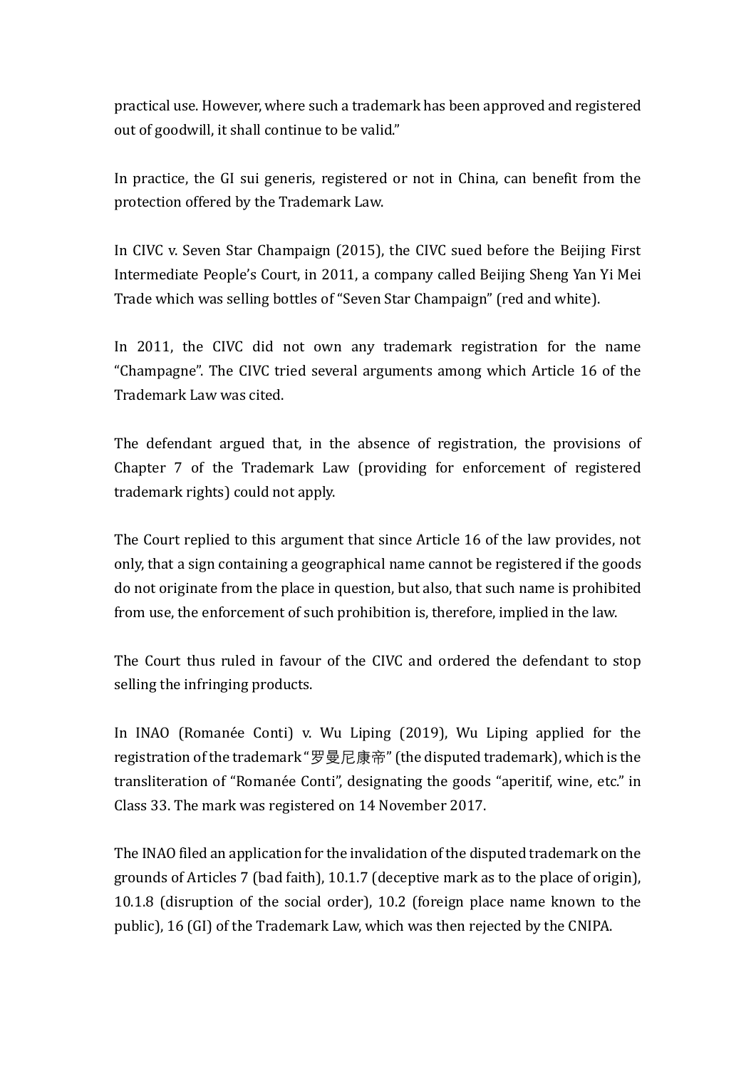practical use. However, where such a trademark has been approved and registered out of goodwill, it shall continue to be valid."

In practice, the GI sui generis, registered or not in China, can benefit from the protection offered by the Trademark Law.

In CIVC v. Seven Star Champaign (2015), the CIVC sued before the Beijing First Intermediate People's Court, in 2011, a company called Beijing Sheng Yan Yi Mei Trade which was selling bottles of "Seven Star Champaign" (red and white).

In 2011, the CIVC did not own any trademark registration for the name "Champagne". The CIVC tried several arguments among which Article 16 of the Trademark Law was cited.

The defendant argued that, in the absence of registration, the provisions of Chapter 7 of the Trademark Law (providing for enforcement of registered trademark rights) could not apply.

The Court replied to this argument that since Article 16 of the law provides, not only, that a sign containing a geographical name cannot be registered if the goods do not originate from the place in question, but also, that such name is prohibited from use, the enforcement of such prohibition is, therefore, implied in the law.

The Court thus ruled in favour of the CIVC and ordered the defendant to stop selling the infringing products.

In INAO (Romanée Conti) v. Wu Liping (2019), Wu Liping applied for the registration of the trademark "罗曼尼康帝" (the disputed trademark), which is the transliteration of "Romanée Conti", designating the goods "aperitif, wine, etc." in Class 33. The mark was registered on 14 November 2017.

The INAO filed an application for the invalidation of the disputed trademark on the grounds of Articles 7 (bad faith), 10.1.7 (deceptive mark as to the place of origin), 10.1.8 (disruption of the social order), 10.2 (foreign place name known to the public), 16 (GI) of the Trademark Law, which was then rejected by the CNIPA.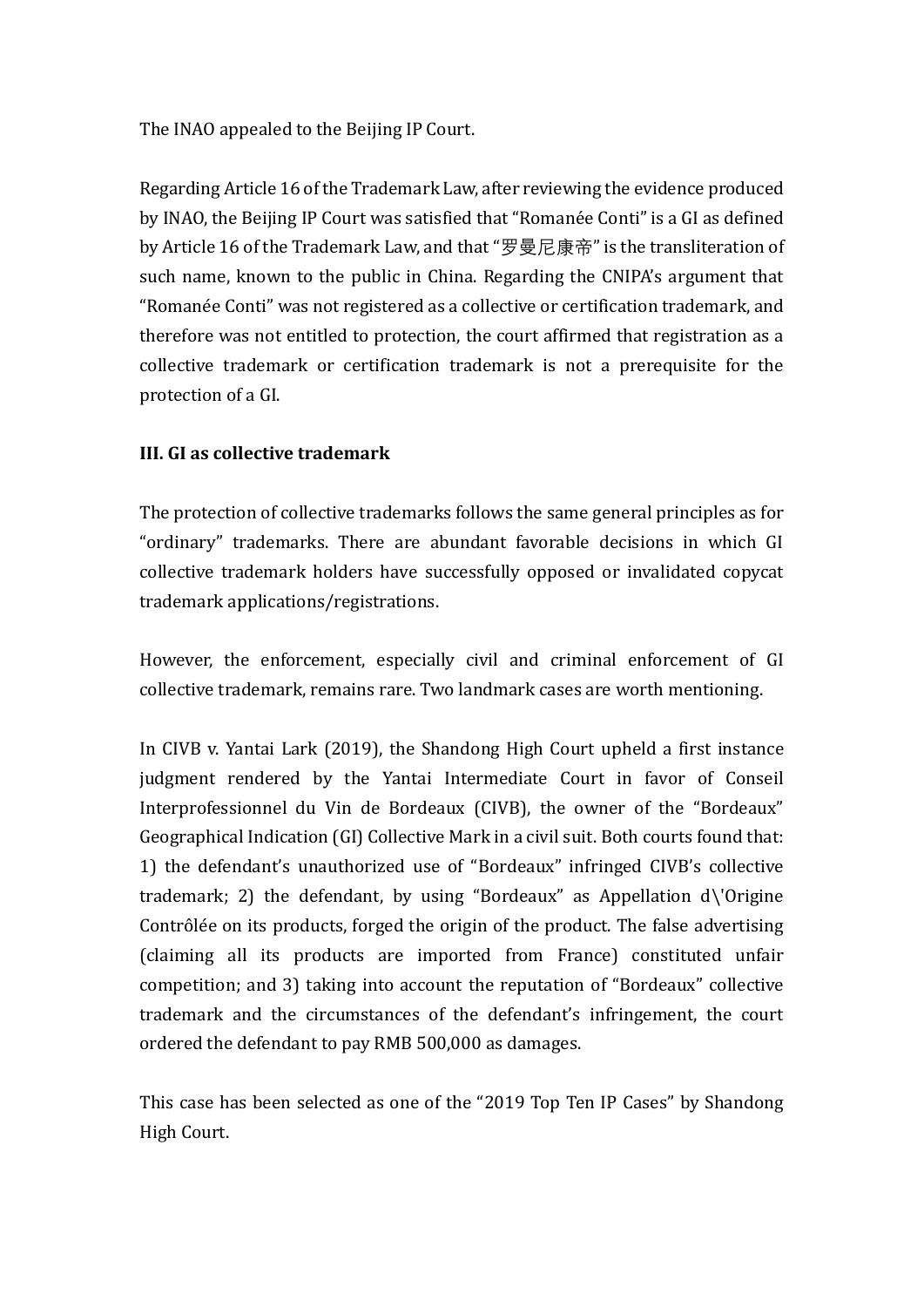The INAO appealed to the Beijing IP Court.

Regarding Article 16 of the Trademark Law, after reviewing the evidence produced by INAO, the Beijing IP Court was satisfied that "Romanée Conti" is a GI as defined by Article 16 of the Trademark Law, and that "罗曼尼康帝" is the transliteration of such name, known to the public in China. Regarding the CNIPA's argument that "Romanée Conti" was not registered as a collective or certification trademark, and therefore was not entitled to protection, the court affirmed that registration as a collective trademark or certification trademark is not a prerequisite for the protection of a GI.

### III. GI as collective trademark

The protection of collective trademarks follows the same general principles as for "ordinary" trademarks. There are abundant favorable decisions in which GI collective trademark holders have successfully opposed or invalidated copycat trademark applications/registrations.

However, the enforcement, especially civil and criminal enforcement of GI collective trademark, remains rare. Two landmark cases are worth mentioning.

In CIVB v. Yantai Lark (2019), the Shandong High Court upheld a first instance judgment rendered by the Yantai Intermediate Court in favor of Conseil Interprofessionnel du Vin de Bordeaux (CIVB), the owner of the "Bordeaux" Geographical Indication (GI) Collective Mark in a civil suit. Both courts found that: 1) the defendant's unauthorized use of "Bordeaux" infringed CIVB's collective trademark; 2) the defendant, by using "Bordeaux" as Appellation d\'Origine Contrôlée on its products, forged the origin of the product. The false advertising (claiming all its products are imported from France) constituted unfair competition; and 3) taking into account the reputation of "Bordeaux" collective trademark and the circumstances of the defendant's infringement, the court ordered the defendant to pay RMB 500,000 as damages.

This case has been selected as one of the "2019 Top Ten IP Cases" by Shandong High Court.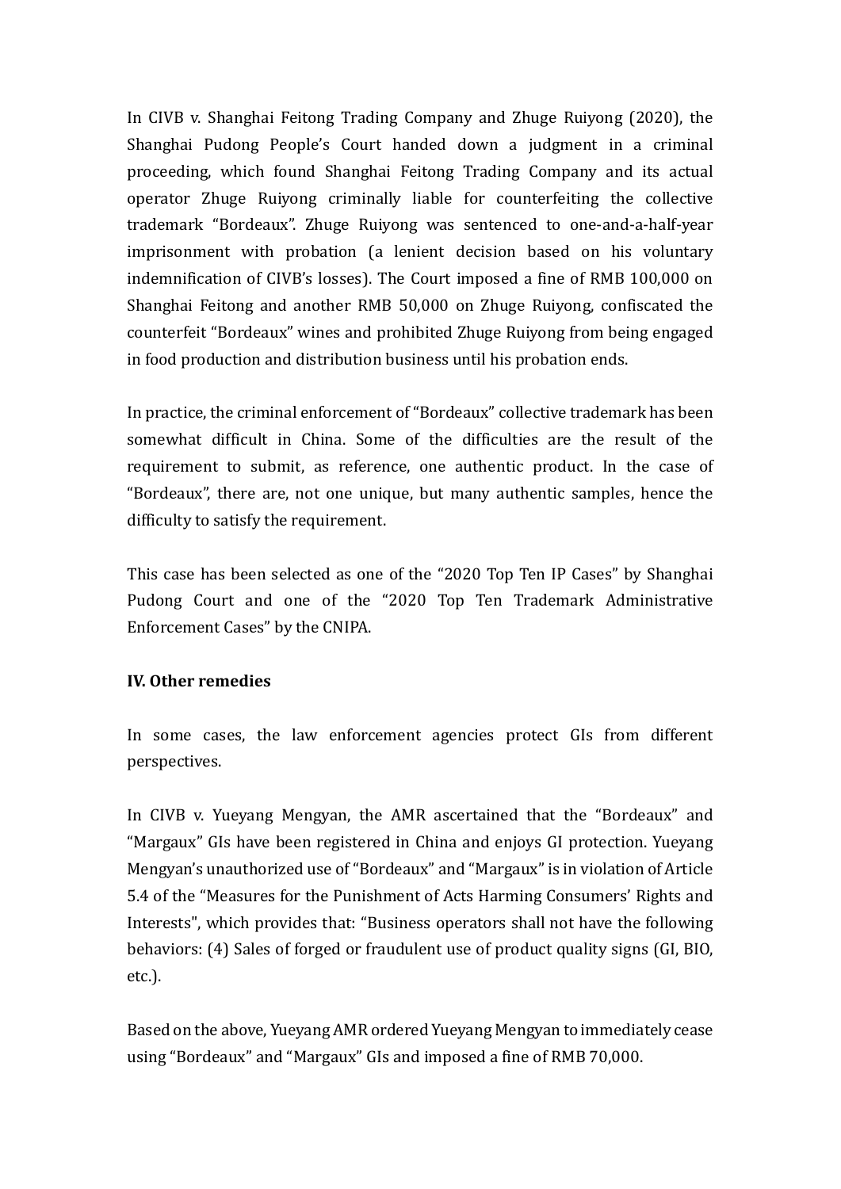In CIVB v. Shanghai Feitong Trading Company and Zhuge Ruiyong (2020), the Shanghai Pudong People's Court handed down a judgment in a criminal proceeding, which found Shanghai Feitong Trading Company and its actual operator Zhuge Ruiyong criminally liable for counterfeiting the collective trademark "Bordeaux". Zhuge Ruiyong was sentenced to one-and-a-half-year imprisonment with probation (a lenient decision based on his voluntary indemnification of CIVB's losses). The Court imposed a fine of RMB 100,000 on Shanghai Feitong and another RMB 50,000 on Zhuge Ruiyong, confiscated the counterfeit "Bordeaux" wines and prohibited Zhuge Ruiyong from being engaged in food production and distribution business until his probation ends.

In practice, the criminal enforcement of "Bordeaux" collective trademark has been somewhat difficult in China. Some of the difficulties are the result of the requirement to submit, as reference, one authentic product. In the case of "Bordeaux", there are, not one unique, but many authentic samples, hence the difficulty to satisfy the requirement.

This case has been selected as one of the "2020 Top Ten IP Cases" by Shanghai Pudong Court and one of the "2020 Top Ten Trademark Administrative Enforcement Cases" by the CNIPA.

**IV. Other remedies**

In some cases, the law enforcement agencies protect GIs from different perspectives.

In CIVB v. Yueyang Mengyan, the AMR ascertained that the "Bordeaux" and "Margaux" GIs have been registered in China and enjoys GI protection. Yueyang Mengyan's unauthorized use of "Bordeaux" and "Margaux" is in violation of Article 5.4 of the "Measures for the Punishment of Acts Harming Consumers' Rights and Interests", which provides that: "Business operators shall not have the following behaviors: (4) Sales of forged or fraudulent use of product quality signs (GI, BIO, etc.).

Based on the above, Yueyang AMR ordered Yueyang Mengyan to immediately cease using "Bordeaux" and "Margaux" GIs and imposed a fine of RMB 70,000.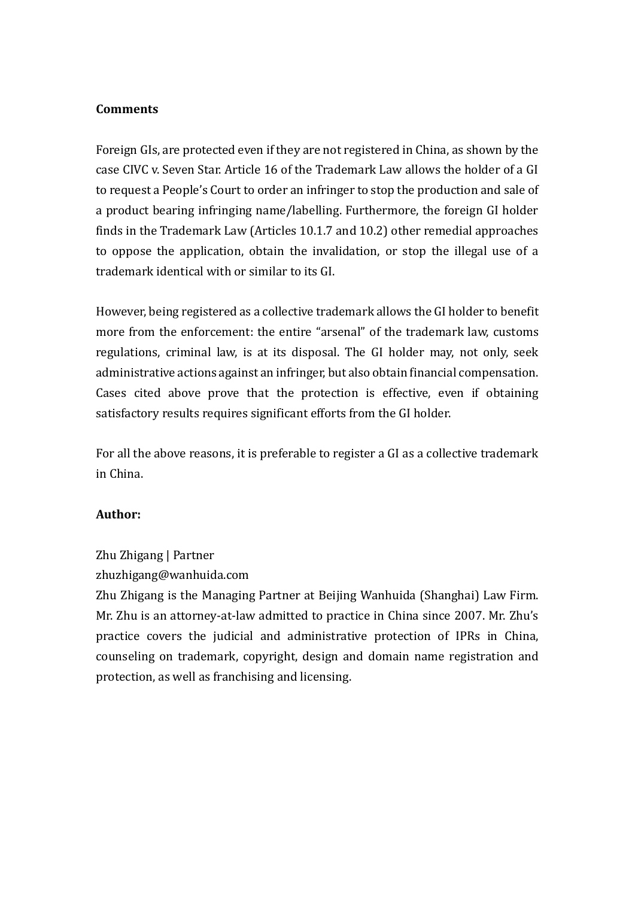**Comments**

Foreign GIs, are protected even if they are not registered in China, as shown by the case CIVC v. Seven Star. Article 16 of the Trademark Law allows the holder of a GI to request a People's Court to order an infringer to stop the production and sale of a product bearing infringing name/labelling. Furthermore, the foreign GI holder finds in the Trademark Law (Articles 10.1.7 and 10.2) other remedial approaches to oppose the application, obtain the invalidation, or stop the illegal use of a trademark identical with or similar to its GI.

However, being registered as a collective trademark allows the GI holder to benefit more from the enforcement: the entire "arsenal" of the trademark law, customs regulations, criminal law, is at its disposal. The GI holder may, not only, seek administrative actions against an infringer, but also obtain financial compensation. Cases cited above prove that the protection is effective, even if obtaining satisfactory results requires significant efforts from the GI holder.

For all the above reasons, it is preferable to register a GI as a collective trademark in China.

**Author:**

Zhu Zhigang | Partner
zhuzhigang@wanhuida.com
Zhu Zhigang is the Managing Partner at Beijing Wanhuida (Shanghai) Law Firm. Mr. Zhu is an attorney-at-law admitted to practice in China since 2007. Mr. Zhu's practice covers the judicial and administrative protection of IPRs in China, counseling on trademark, copyright, design and domain name registration and protection, as well as franchising and licensing.